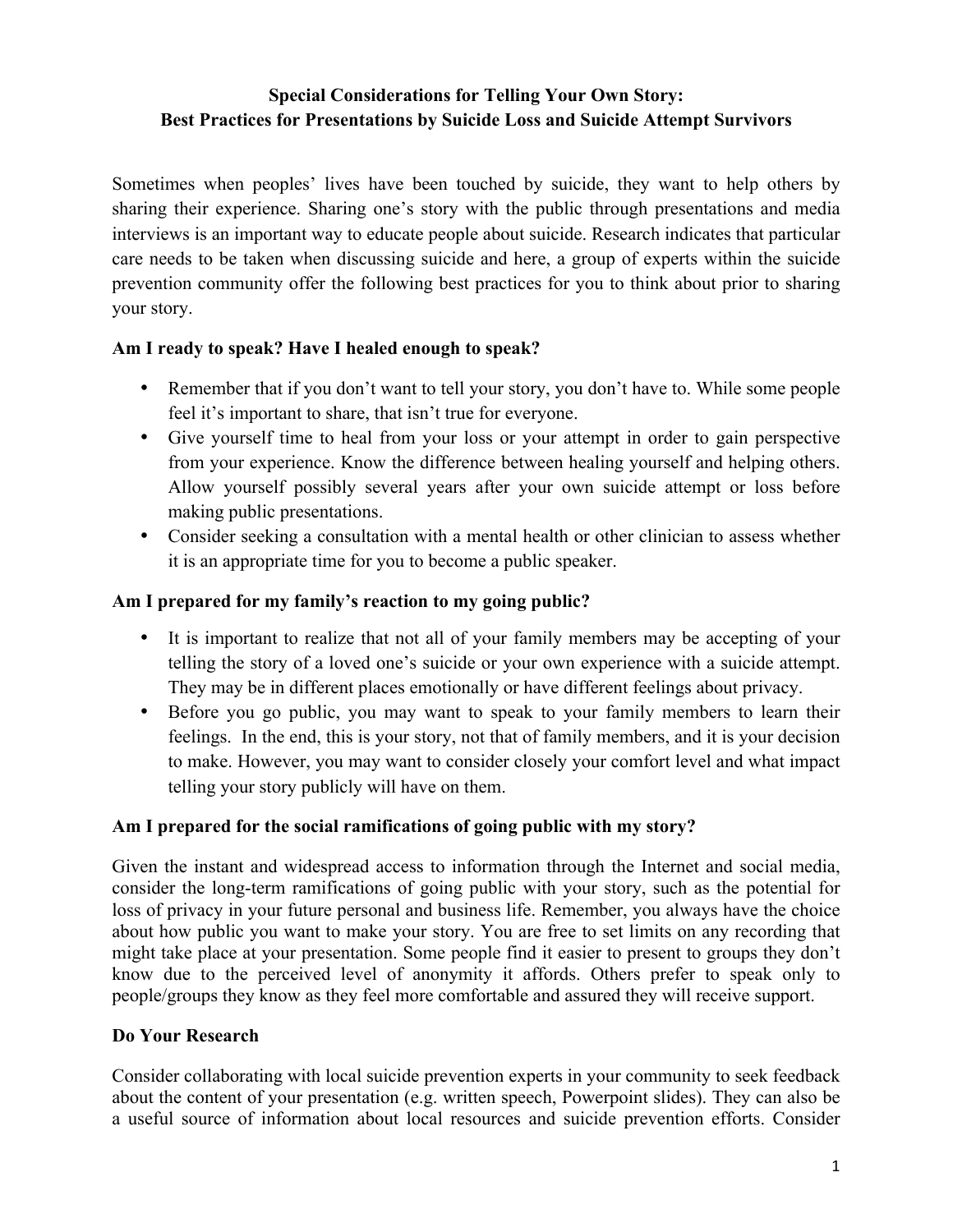# Special Considerations for Telling Your Own Story:
# Best Practices for Presentations by Suicide Loss and Suicide Attempt Survivors

Sometimes when peoples' lives have been touched by suicide, they want to help others by sharing their experience. Sharing one's story with the public through presentations and media interviews is an important way to educate people about suicide. Research indicates that particular care needs to be taken when discussing suicide and here, a group of experts within the suicide prevention community offer the following best practices for you to think about prior to sharing your story.

## Am I ready to speak? Have I healed enough to speak?

- Remember that if you don't want to tell your story, you don't have to. While some people feel it's important to share, that isn't true for everyone.
- Give yourself time to heal from your loss or your attempt in order to gain perspective from your experience. Know the difference between healing yourself and helping others. Allow yourself possibly several years after your own suicide attempt or loss before making public presentations.
- Consider seeking a consultation with a mental health or other clinician to assess whether it is an appropriate time for you to become a public speaker.

## Am I prepared for my family's reaction to my going public?

- It is important to realize that not all of your family members may be accepting of your telling the story of a loved one's suicide or your own experience with a suicide attempt. They may be in different places emotionally or have different feelings about privacy.
- Before you go public, you may want to speak to your family members to learn their feelings. In the end, this is your story, not that of family members, and it is your decision to make. However, you may want to consider closely your comfort level and what impact telling your story publicly will have on them.

## Am I prepared for the social ramifications of going public with my story?

Given the instant and widespread access to information through the Internet and social media, consider the long-term ramifications of going public with your story, such as the potential for loss of privacy in your future personal and business life. Remember, you always have the choice about how public you want to make your story. You are free to set limits on any recording that might take place at your presentation. Some people find it easier to present to groups they don't know due to the perceived level of anonymity it affords. Others prefer to speak only to people/groups they know as they feel more comfortable and assured they will receive support.

## Do Your Research

Consider collaborating with local suicide prevention experts in your community to seek feedback about the content of your presentation (e.g. written speech, Powerpoint slides). They can also be a useful source of information about local resources and suicide prevention efforts. Consider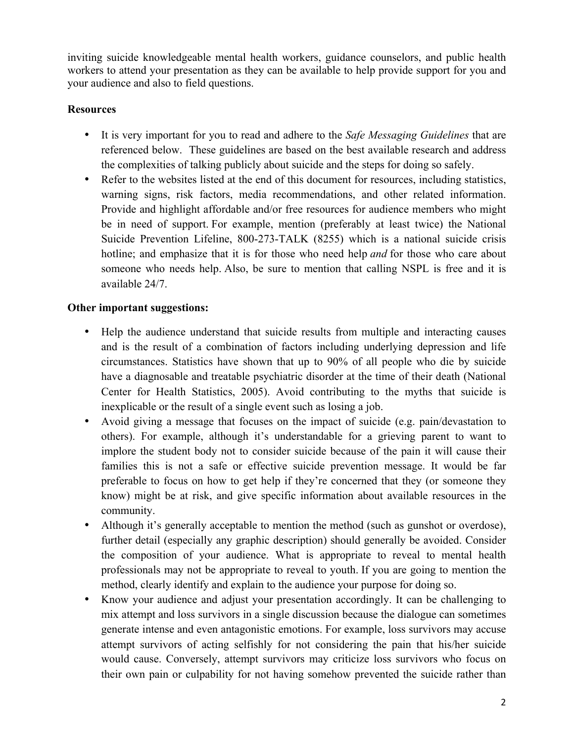inviting suicide knowledgeable mental health workers, guidance counselors, and public health workers to attend your presentation as they can be available to help provide support for you and your audience and also to field questions.

**Resources**

- It is very important for you to read and adhere to the *Safe Messaging Guidelines* that are referenced below. These guidelines are based on the best available research and address the complexities of talking publicly about suicide and the steps for doing so safely.
- Refer to the websites listed at the end of this document for resources, including statistics, warning signs, risk factors, media recommendations, and other related information. Provide and highlight affordable and/or free resources for audience members who might be in need of support. For example, mention (preferably at least twice) the National Suicide Prevention Lifeline, 800-273-TALK (8255) which is a national suicide crisis hotline; and emphasize that it is for those who need help *and* for those who care about someone who needs help. Also, be sure to mention that calling NSPL is free and it is available 24/7.

**Other important suggestions:**

- Help the audience understand that suicide results from multiple and interacting causes and is the result of a combination of factors including underlying depression and life circumstances. Statistics have shown that up to 90% of all people who die by suicide have a diagnosable and treatable psychiatric disorder at the time of their death (National Center for Health Statistics, 2005). Avoid contributing to the myths that suicide is inexplicable or the result of a single event such as losing a job.
- Avoid giving a message that focuses on the impact of suicide (e.g. pain/devastation to others). For example, although it's understandable for a grieving parent to want to implore the student body not to consider suicide because of the pain it will cause their families this is not a safe or effective suicide prevention message. It would be far preferable to focus on how to get help if they're concerned that they (or someone they know) might be at risk, and give specific information about available resources in the community.
- Although it's generally acceptable to mention the method (such as gunshot or overdose), further detail (especially any graphic description) should generally be avoided. Consider the composition of your audience. What is appropriate to reveal to mental health professionals may not be appropriate to reveal to youth. If you are going to mention the method, clearly identify and explain to the audience your purpose for doing so.
- Know your audience and adjust your presentation accordingly. It can be challenging to mix attempt and loss survivors in a single discussion because the dialogue can sometimes generate intense and even antagonistic emotions. For example, loss survivors may accuse attempt survivors of acting selfishly for not considering the pain that his/her suicide would cause. Conversely, attempt survivors may criticize loss survivors who focus on their own pain or culpability for not having somehow prevented the suicide rather than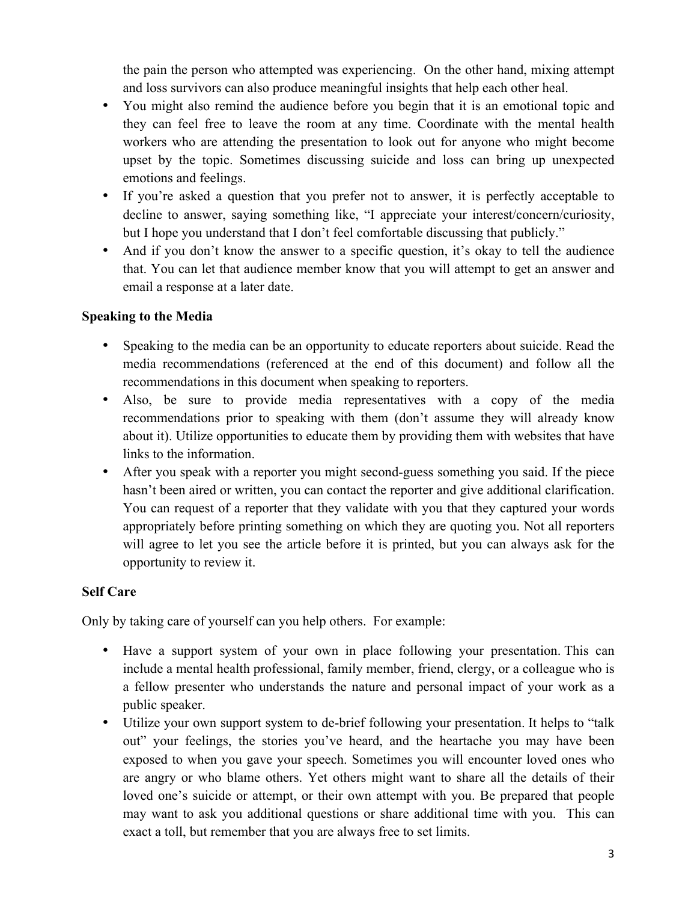the pain the person who attempted was experiencing. On the other hand, mixing attempt and loss survivors can also produce meaningful insights that help each other heal.

- You might also remind the audience before you begin that it is an emotional topic and they can feel free to leave the room at any time. Coordinate with the mental health workers who are attending the presentation to look out for anyone who might become upset by the topic. Sometimes discussing suicide and loss can bring up unexpected emotions and feelings.
- If you're asked a question that you prefer not to answer, it is perfectly acceptable to decline to answer, saying something like, "I appreciate your interest/concern/curiosity, but I hope you understand that I don't feel comfortable discussing that publicly."
- And if you don't know the answer to a specific question, it's okay to tell the audience that. You can let that audience member know that you will attempt to get an answer and email a response at a later date.

**Speaking to the Media**

- Speaking to the media can be an opportunity to educate reporters about suicide. Read the media recommendations (referenced at the end of this document) and follow all the recommendations in this document when speaking to reporters.
- Also, be sure to provide media representatives with a copy of the media recommendations prior to speaking with them (don't assume they will already know about it). Utilize opportunities to educate them by providing them with websites that have links to the information.
- After you speak with a reporter you might second-guess something you said. If the piece hasn't been aired or written, you can contact the reporter and give additional clarification. You can request of a reporter that they validate with you that they captured your words appropriately before printing something on which they are quoting you. Not all reporters will agree to let you see the article before it is printed, but you can always ask for the opportunity to review it.

**Self Care**

Only by taking care of yourself can you help others. For example:

- Have a support system of your own in place following your presentation. This can include a mental health professional, family member, friend, clergy, or a colleague who is a fellow presenter who understands the nature and personal impact of your work as a public speaker.
- Utilize your own support system to de-brief following your presentation. It helps to "talk out" your feelings, the stories you've heard, and the heartache you may have been exposed to when you gave your speech. Sometimes you will encounter loved ones who are angry or who blame others. Yet others might want to share all the details of their loved one's suicide or attempt, or their own attempt with you. Be prepared that people may want to ask you additional questions or share additional time with you. This can exact a toll, but remember that you are always free to set limits.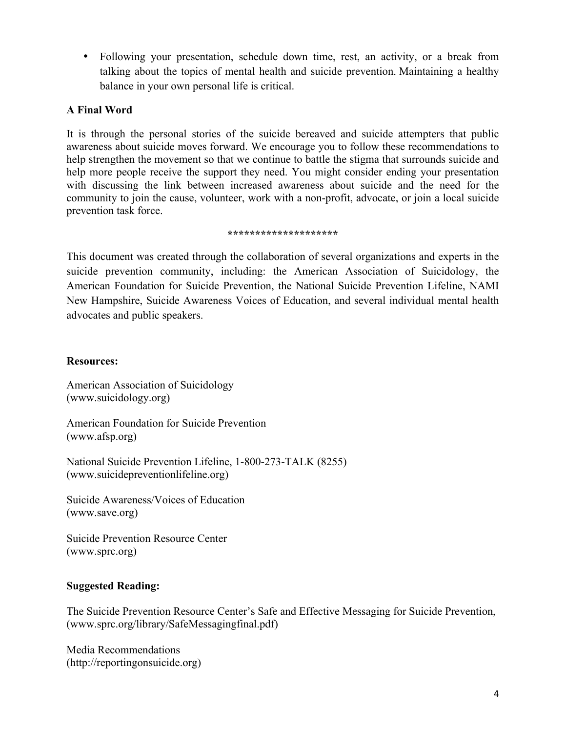- Following your presentation, schedule down time, rest, an activity, or a break from talking about the topics of mental health and suicide prevention. Maintaining a healthy balance in your own personal life is critical.

**A Final Word**

It is through the personal stories of the suicide bereaved and suicide attempters that public awareness about suicide moves forward. We encourage you to follow these recommendations to help strengthen the movement so that we continue to battle the stigma that surrounds suicide and help more people receive the support they need. You might consider ending your presentation with discussing the link between increased awareness about suicide and the need for the community to join the cause, volunteer, work with a non-profit, advocate, or join a local suicide prevention task force.

********************

This document was created through the collaboration of several organizations and experts in the suicide prevention community, including: the American Association of Suicidology, the American Foundation for Suicide Prevention, the National Suicide Prevention Lifeline, NAMI New Hampshire, Suicide Awareness Voices of Education, and several individual mental health advocates and public speakers.

**Resources:**

American Association of Suicidology
(www.suicidology.org)

American Foundation for Suicide Prevention
(www.afsp.org)

National Suicide Prevention Lifeline, 1-800-273-TALK (8255)
(www.suicidepreventionlifeline.org)

Suicide Awareness/Voices of Education
(www.save.org)

Suicide Prevention Resource Center
(www.sprc.org)

**Suggested Reading:**

The Suicide Prevention Resource Center's Safe and Effective Messaging for Suicide Prevention, (www.sprc.org/library/SafeMessagingfinal.pdf)

Media Recommendations
(http://reportingonsuicide.org)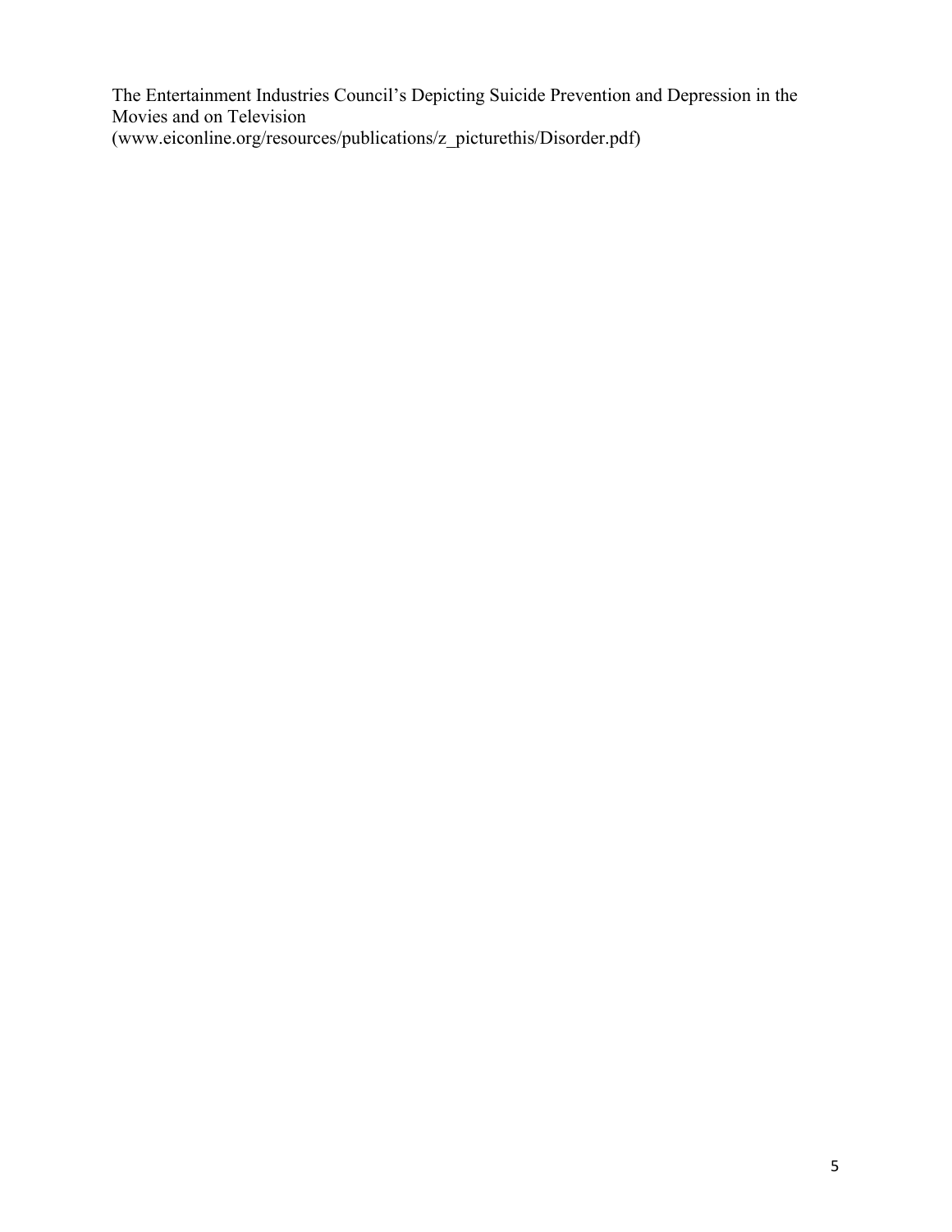The Entertainment Industries Council's Depicting Suicide Prevention and Depression in the Movies and on Television (www.eiconline.org/resources/publications/z_picturethis/Disorder.pdf)